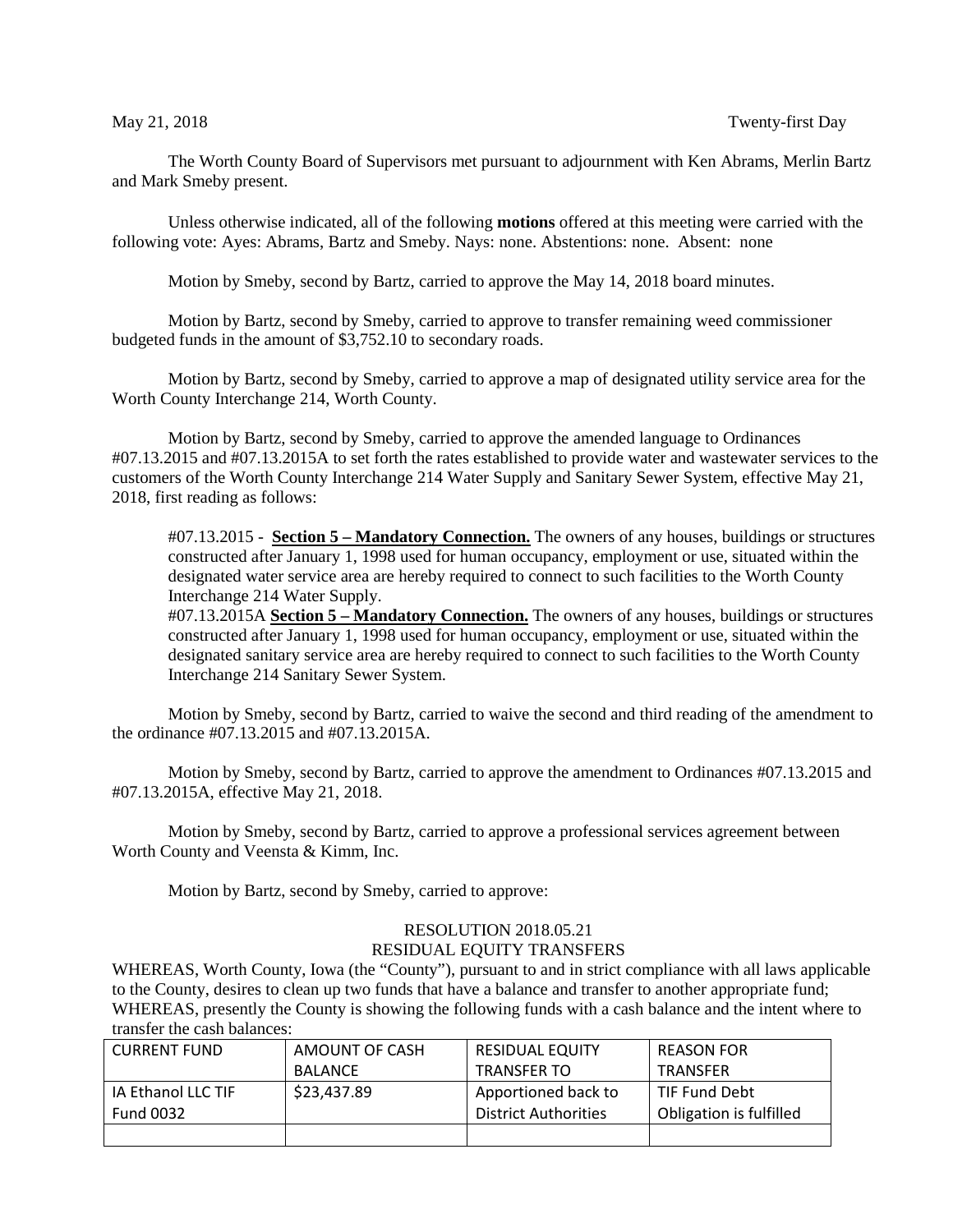May 21, 2018 Twenty-first Day

The Worth County Board of Supervisors met pursuant to adjournment with Ken Abrams, Merlin Bartz and Mark Smeby present.

Unless otherwise indicated, all of the following **motions** offered at this meeting were carried with the following vote: Ayes: Abrams, Bartz and Smeby. Nays: none. Abstentions: none. Absent: none

Motion by Smeby, second by Bartz, carried to approve the May 14, 2018 board minutes.

Motion by Bartz, second by Smeby, carried to approve to transfer remaining weed commissioner budgeted funds in the amount of $3,752.10 to secondary roads.

Motion by Bartz, second by Smeby, carried to approve a map of designated utility service area for the Worth County Interchange 214, Worth County.

Motion by Bartz, second by Smeby, carried to approve the amended language to Ordinances #07.13.2015 and #07.13.2015A to set forth the rates established to provide water and wastewater services to the customers of the Worth County Interchange 214 Water Supply and Sanitary Sewer System, effective May 21, 2018, first reading as follows:

> #07.13.2015 - **Section 5 – Mandatory Connection.** The owners of any houses, buildings or structures constructed after January 1, 1998 used for human occupancy, employment or use, situated within the designated water service area are hereby required to connect to such facilities to the Worth County Interchange 214 Water Supply.
>
> #07.13.2015A **Section 5 – Mandatory Connection.** The owners of any houses, buildings or structures constructed after January 1, 1998 used for human occupancy, employment or use, situated within the designated sanitary service area are hereby required to connect to such facilities to the Worth County Interchange 214 Sanitary Sewer System.

Motion by Smeby, second by Bartz, carried to waive the second and third reading of the amendment to the ordinance #07.13.2015 and #07.13.2015A.

Motion by Smeby, second by Bartz, carried to approve the amendment to Ordinances #07.13.2015 and #07.13.2015A, effective May 21, 2018.

Motion by Smeby, second by Bartz, carried to approve a professional services agreement between Worth County and Veensta & Kimm, Inc.

Motion by Bartz, second by Smeby, carried to approve:

RESOLUTION 2018.05.21
RESIDUAL EQUITY TRANSFERS

WHEREAS, Worth County, Iowa (the "County"), pursuant to and in strict compliance with all laws applicable to the County, desires to clean up two funds that have a balance and transfer to another appropriate fund;
WHEREAS, presently the County is showing the following funds with a cash balance and the intent where to transfer the cash balances:

| CURRENT FUND | AMOUNT OF CASH BALANCE | RESIDUAL EQUITY TRANSFER TO | REASON FOR TRANSFER |
|---|---|---|---|
| IA Ethanol LLC TIF Fund 0032 | $23,437.89 | Apportioned back to District Authorities | TIF Fund Debt Obligation is fulfilled |
| | | | |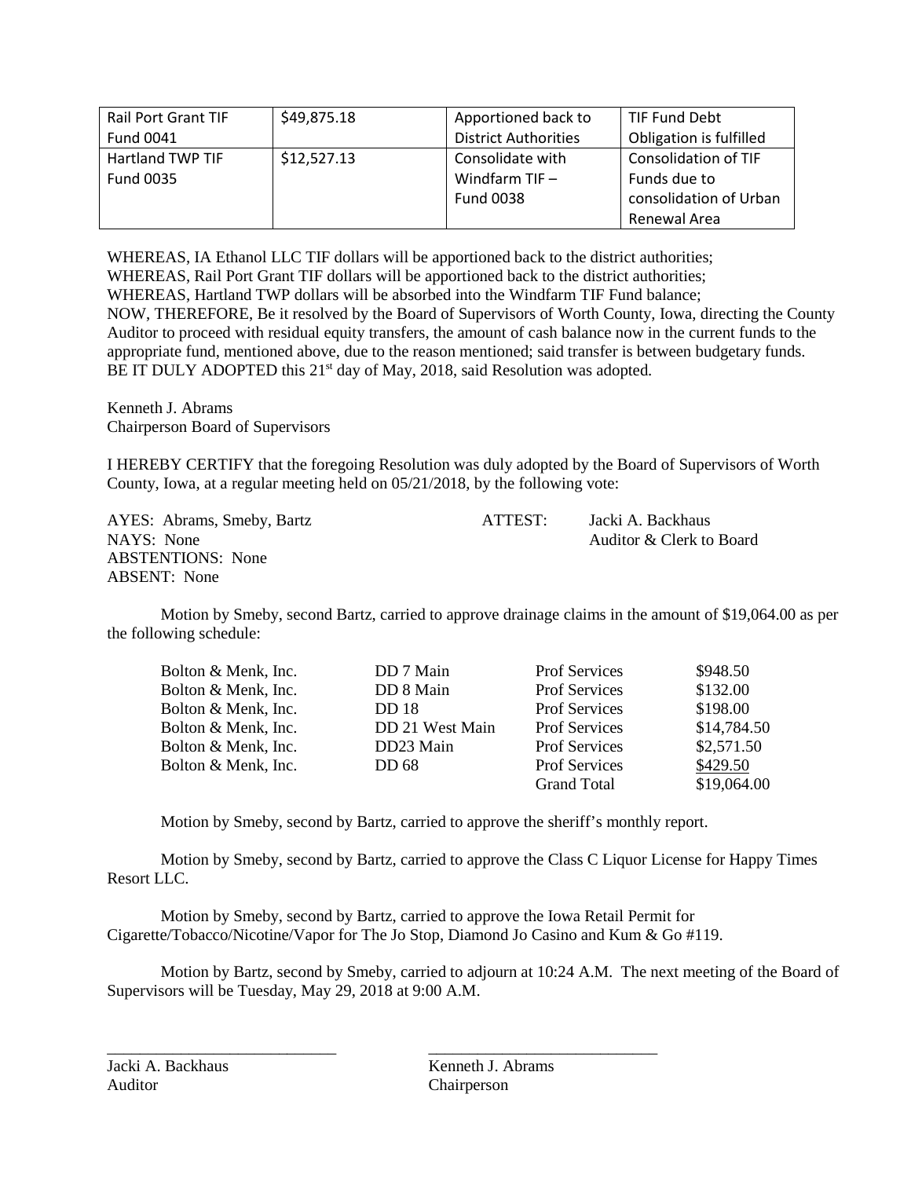| | | | |
|---|---|---|---|
| Rail Port Grant TIF Fund 0041 | $49,875.18 | Apportioned back to District Authorities | TIF Fund Debt Obligation is fulfilled |
| Hartland TWP TIF Fund 0035 | $12,527.13 | Consolidate with Windfarm TIF – Fund 0038 | Consolidation of TIF Funds due to consolidation of Urban Renewal Area |

WHEREAS, IA Ethanol LLC TIF dollars will be apportioned back to the district authorities;
WHEREAS, Rail Port Grant TIF dollars will be apportioned back to the district authorities;
WHEREAS, Hartland TWP dollars will be absorbed into the Windfarm TIF Fund balance;
NOW, THEREFORE, Be it resolved by the Board of Supervisors of Worth County, Iowa, directing the County Auditor to proceed with residual equity transfers, the amount of cash balance now in the current funds to the appropriate fund, mentioned above, due to the reason mentioned; said transfer is between budgetary funds.
BE IT DULY ADOPTED this 21st day of May, 2018, said Resolution was adopted.

Kenneth J. Abrams
Chairperson Board of Supervisors

I HEREBY CERTIFY that the foregoing Resolution was duly adopted by the Board of Supervisors of Worth County, Iowa, at a regular meeting held on 05/21/2018, by the following vote:

AYES: Abrams, Smeby, Bartz
NAYS: None
ABSTENTIONS: None
ABSENT: None

ATTEST: Jacki A. Backhaus
Auditor & Clerk to Board

Motion by Smeby, second Bartz, carried to approve drainage claims in the amount of $19,064.00 as per the following schedule:

| | | | |
|---|---|---|---|
| Bolton & Menk, Inc. | DD 7 Main | Prof Services | $948.50 |
| Bolton & Menk, Inc. | DD 8 Main | Prof Services | $132.00 |
| Bolton & Menk, Inc. | DD 18 | Prof Services | $198.00 |
| Bolton & Menk, Inc. | DD 21 West Main | Prof Services | $14,784.50 |
| Bolton & Menk, Inc. | DD23 Main | Prof Services | $2,571.50 |
| Bolton & Menk, Inc. | DD 68 | Prof Services | $429.50 |
| | | Grand Total | $19,064.00 |

Motion by Smeby, second by Bartz, carried to approve the sheriff's monthly report.

Motion by Smeby, second by Bartz, carried to approve the Class C Liquor License for Happy Times Resort LLC.

Motion by Smeby, second by Bartz, carried to approve the Iowa Retail Permit for Cigarette/Tobacco/Nicotine/Vapor for The Jo Stop, Diamond Jo Casino and Kum & Go #119.

Motion by Bartz, second by Smeby, carried to adjourn at 10:24 A.M. The next meeting of the Board of Supervisors will be Tuesday, May 29, 2018 at 9:00 A.M.

\_\_\_\_\_\_\_\_\_\_\_\_\_\_\_\_\_\_\_\_\_\_\_\_\_\_\_\_ \_\_\_\_\_\_\_\_\_\_\_\_\_\_\_\_\_\_\_\_\_\_\_\_\_\_\_\_

Jacki A. Backhaus
Auditor

Kenneth J. Abrams
Chairperson